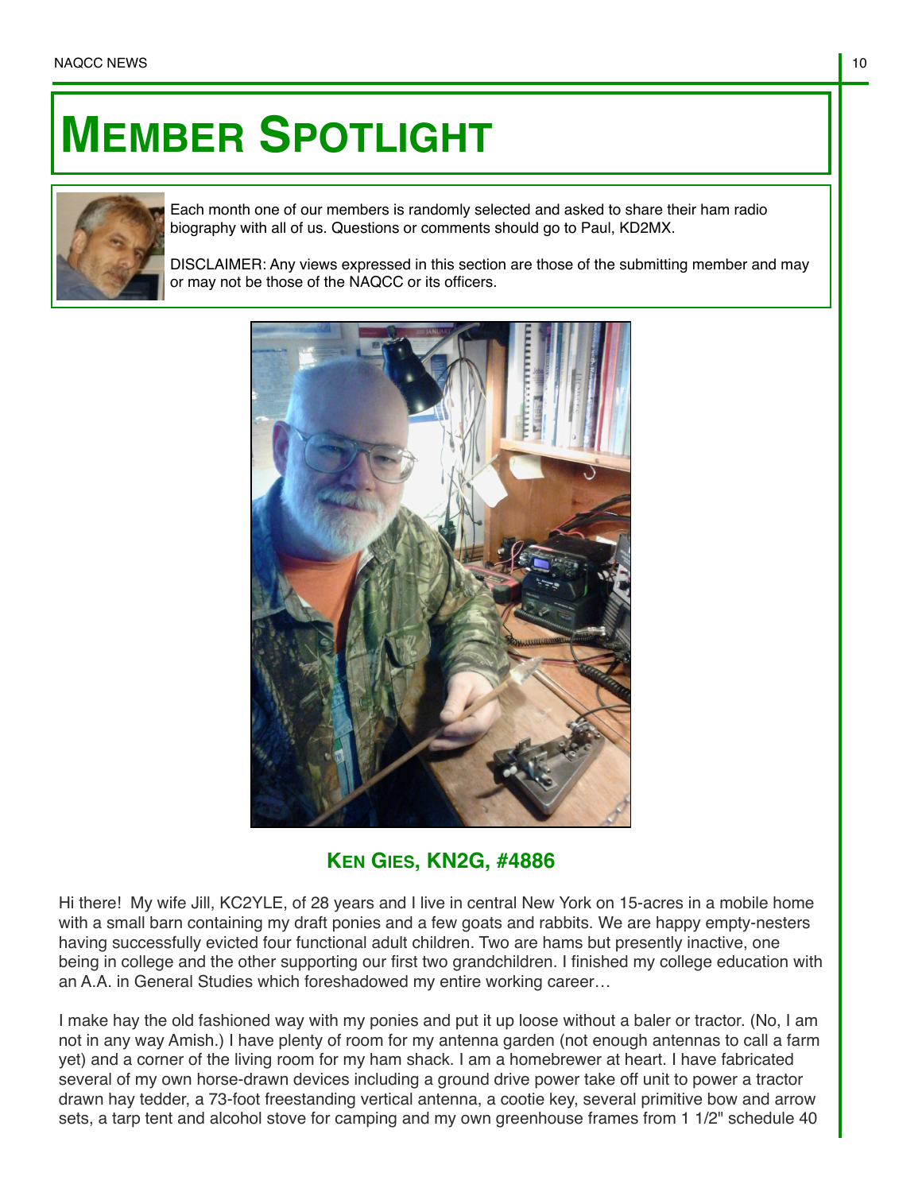# MEMBER SPOTLIGHT

Each month one of our members is randomly selected and asked to share their ham radio biography with all of us. Questions or comments should go to Paul, KD2MX.

DISCLAIMER: Any views expressed in this section are those of the submitting member and may or may not be those of the NAQCC or its officers.

## KEN GIES, KN2G, #4886

Hi there! My wife Jill, KC2YLE, of 28 years and I live in central New York on 15-acres in a mobile home with a small barn containing my draft ponies and a few goats and rabbits. We are happy empty-nesters having successfully evicted four functional adult children. Two are hams but presently inactive, one being in college and the other supporting our first two grandchildren. I finished my college education with an A.A. in General Studies which foreshadowed my entire working career…

I make hay the old fashioned way with my ponies and put it up loose without a baler or tractor. (No, I am not in any way Amish.) I have plenty of room for my antenna garden (not enough antennas to call a farm yet) and a corner of the living room for my ham shack. I am a homebrewer at heart. I have fabricated several of my own horse-drawn devices including a ground drive power take off unit to power a tractor drawn hay tedder, a 73-foot freestanding vertical antenna, a cootie key, several primitive bow and arrow sets, a tarp tent and alcohol stove for camping and my own greenhouse frames from 1 1/2" schedule 40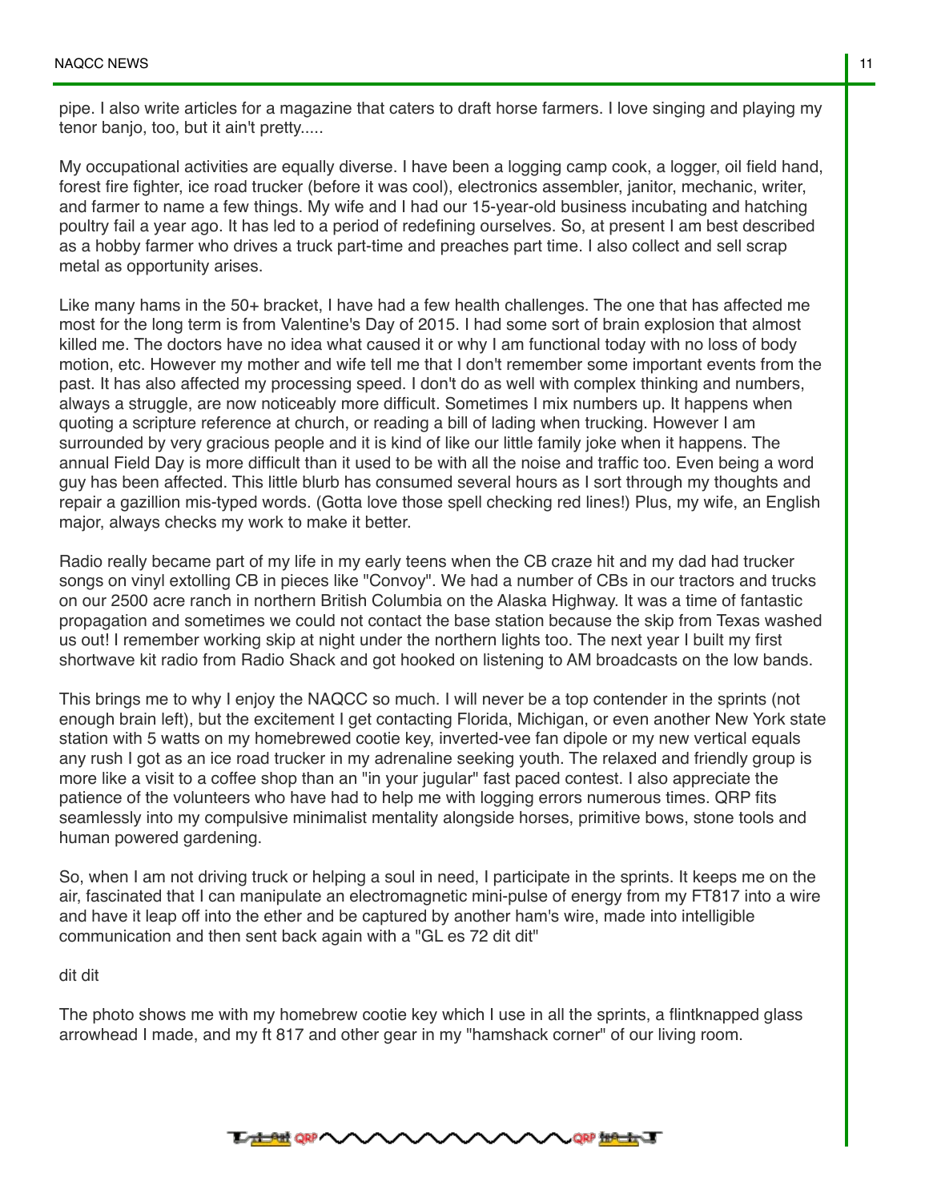pipe. I also write articles for a magazine that caters to draft horse farmers. I love singing and playing my tenor banjo, too, but it ain't pretty.....

My occupational activities are equally diverse. I have been a logging camp cook, a logger, oil field hand, forest fire fighter, ice road trucker (before it was cool), electronics assembler, janitor, mechanic, writer, and farmer to name a few things. My wife and I had our 15-year-old business incubating and hatching poultry fail a year ago. It has led to a period of redefining ourselves. So, at present I am best described as a hobby farmer who drives a truck part-time and preaches part time. I also collect and sell scrap metal as opportunity arises.

Like many hams in the 50+ bracket, I have had a few health challenges. The one that has affected me most for the long term is from Valentine's Day of 2015. I had some sort of brain explosion that almost killed me. The doctors have no idea what caused it or why I am functional today with no loss of body motion, etc. However my mother and wife tell me that I don't remember some important events from the past. It has also affected my processing speed. I don't do as well with complex thinking and numbers, always a struggle, are now noticeably more difficult. Sometimes I mix numbers up. It happens when quoting a scripture reference at church, or reading a bill of lading when trucking. However I am surrounded by very gracious people and it is kind of like our little family joke when it happens. The annual Field Day is more difficult than it used to be with all the noise and traffic too. Even being a word guy has been affected. This little blurb has consumed several hours as I sort through my thoughts and repair a gazillion mis-typed words. (Gotta love those spell checking red lines!) Plus, my wife, an English major, always checks my work to make it better.

Radio really became part of my life in my early teens when the CB craze hit and my dad had trucker songs on vinyl extolling CB in pieces like "Convoy". We had a number of CBs in our tractors and trucks on our 2500 acre ranch in northern British Columbia on the Alaska Highway. It was a time of fantastic propagation and sometimes we could not contact the base station because the skip from Texas washed us out! I remember working skip at night under the northern lights too. The next year I built my first shortwave kit radio from Radio Shack and got hooked on listening to AM broadcasts on the low bands.

This brings me to why I enjoy the NAQCC so much. I will never be a top contender in the sprints (not enough brain left), but the excitement I get contacting Florida, Michigan, or even another New York state station with 5 watts on my homebrewed cootie key, inverted-vee fan dipole or my new vertical equals any rush I got as an ice road trucker in my adrenaline seeking youth. The relaxed and friendly group is more like a visit to a coffee shop than an "in your jugular" fast paced contest. I also appreciate the patience of the volunteers who have had to help me with logging errors numerous times. QRP fits seamlessly into my compulsive minimalist mentality alongside horses, primitive bows, stone tools and human powered gardening.

So, when I am not driving truck or helping a soul in need, I participate in the sprints. It keeps me on the air, fascinated that I can manipulate an electromagnetic mini-pulse of energy from my FT817 into a wire and have it leap off into the ether and be captured by another ham's wire, made into intelligible communication and then sent back again with a "GL es 72 dit dit"

dit dit

The photo shows me with my homebrew cootie key which I use in all the sprints, a flintknapped glass arrowhead I made, and my ft 817 and other gear in my "hamshack corner" of our living room.